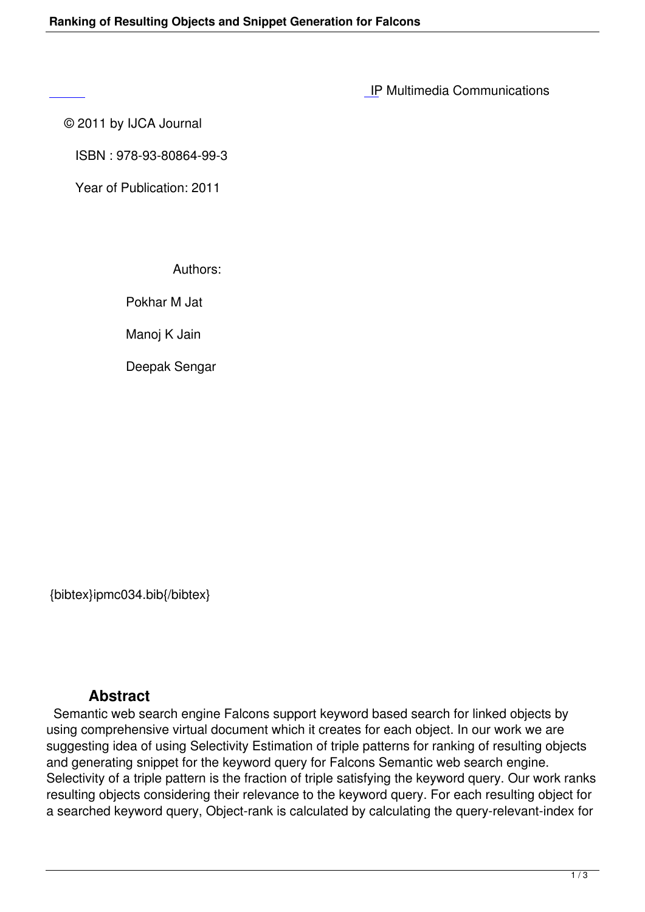IP Multimedia Communications

© 2011 by IJCA Journal

ISBN : 978-93-80864-99-3

Year of Publication: 2011

Authors:

Pokhar M Jat

Manoj K Jain

Deepak Sengar

{bibtex}ipmc034.bib{/bibtex}

## Abstract

Semantic web search engine Falcons support keyword based search for linked objects by using comprehensive virtual document which it creates for each object. In our work we are suggesting idea of using Selectivity Estimation of triple patterns for ranking of resulting objects and generating snippet for the keyword query for Falcons Semantic web search engine. Selectivity of a triple pattern is the fraction of triple satisfying the keyword query. Our work ranks resulting objects considering their relevance to the keyword query. For each resulting object for a searched keyword query, Object-rank is calculated by calculating the query-relevant-index for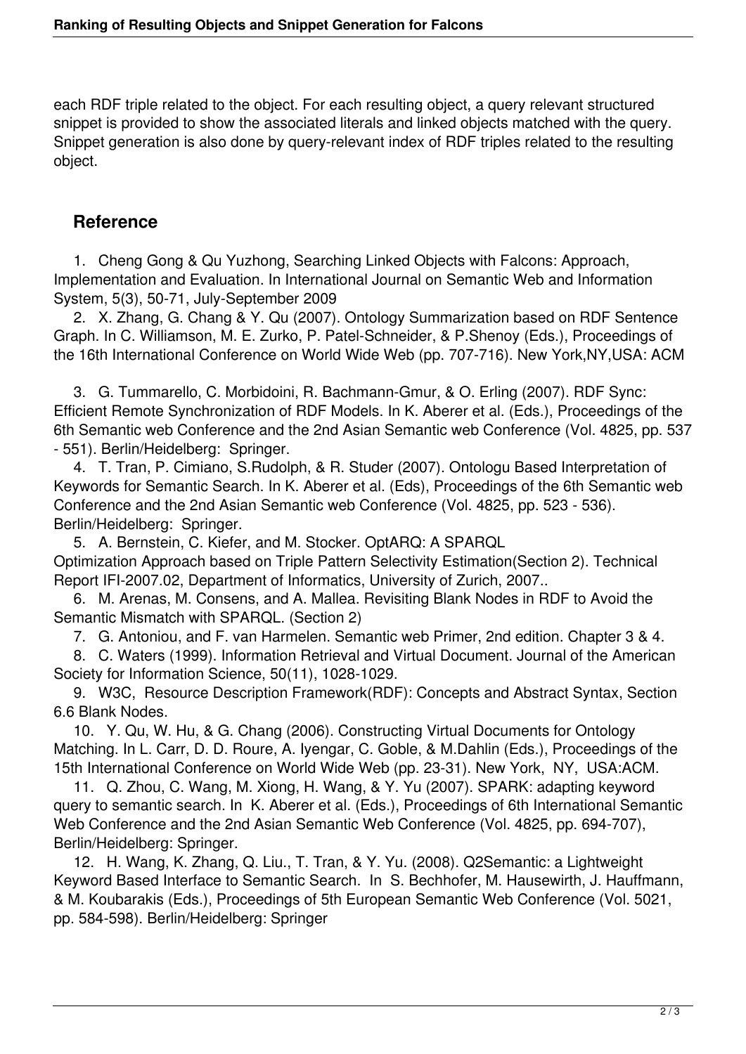each RDF triple related to the object. For each resulting object, a query relevant structured snippet is provided to show the associated literals and linked objects matched with the query. Snippet generation is also done by query-relevant index of RDF triples related to the resulting object.

## Reference

1. Cheng Gong & Qu Yuzhong, Searching Linked Objects with Falcons: Approach, Implementation and Evaluation. In International Journal on Semantic Web and Information System, 5(3), 50-71, July-September 2009
2. X. Zhang, G. Chang & Y. Qu (2007). Ontology Summarization based on RDF Sentence Graph. In C. Williamson, M. E. Zurko, P. Patel-Schneider, & P.Shenoy (Eds.), Proceedings of the 16th International Conference on World Wide Web (pp. 707-716). New York,NY,USA: ACM
3. G. Tummarello, C. Morbidoini, R. Bachmann-Gmur, & O. Erling (2007). RDF Sync: Efficient Remote Synchronization of RDF Models. In K. Aberer et al. (Eds.), Proceedings of the 6th Semantic web Conference and the 2nd Asian Semantic web Conference (Vol. 4825, pp. 537 - 551). Berlin/Heidelberg: Springer.
4. T. Tran, P. Cimiano, S.Rudolph, & R. Studer (2007). Ontologu Based Interpretation of Keywords for Semantic Search. In K. Aberer et al. (Eds), Proceedings of the 6th Semantic web Conference and the 2nd Asian Semantic web Conference (Vol. 4825, pp. 523 - 536). Berlin/Heidelberg: Springer.
5. A. Bernstein, C. Kiefer, and M. Stocker. OptARQ: A SPARQL Optimization Approach based on Triple Pattern Selectivity Estimation(Section 2). Technical Report IFI-2007.02, Department of Informatics, University of Zurich, 2007..
6. M. Arenas, M. Consens, and A. Mallea. Revisiting Blank Nodes in RDF to Avoid the Semantic Mismatch with SPARQL. (Section 2)
7. G. Antoniou, and F. van Harmelen. Semantic web Primer, 2nd edition. Chapter 3 & 4.
8. C. Waters (1999). Information Retrieval and Virtual Document. Journal of the American Society for Information Science, 50(11), 1028-1029.
9. W3C, Resource Description Framework(RDF): Concepts and Abstract Syntax, Section 6.6 Blank Nodes.
10. Y. Qu, W. Hu, & G. Chang (2006). Constructing Virtual Documents for Ontology Matching. In L. Carr, D. D. Roure, A. Iyengar, C. Goble, & M.Dahlin (Eds.), Proceedings of the 15th International Conference on World Wide Web (pp. 23-31). New York, NY, USA:ACM.
11. Q. Zhou, C. Wang, M. Xiong, H. Wang, & Y. Yu (2007). SPARK: adapting keyword query to semantic search. In K. Aberer et al. (Eds.), Proceedings of 6th International Semantic Web Conference and the 2nd Asian Semantic Web Conference (Vol. 4825, pp. 694-707), Berlin/Heidelberg: Springer.
12. H. Wang, K. Zhang, Q. Liu., T. Tran, & Y. Yu. (2008). Q2Semantic: a Lightweight Keyword Based Interface to Semantic Search. In S. Bechhofer, M. Hausewirth, J. Hauffmann, & M. Koubarakis (Eds.), Proceedings of 5th European Semantic Web Conference (Vol. 5021, pp. 584-598). Berlin/Heidelberg: Springer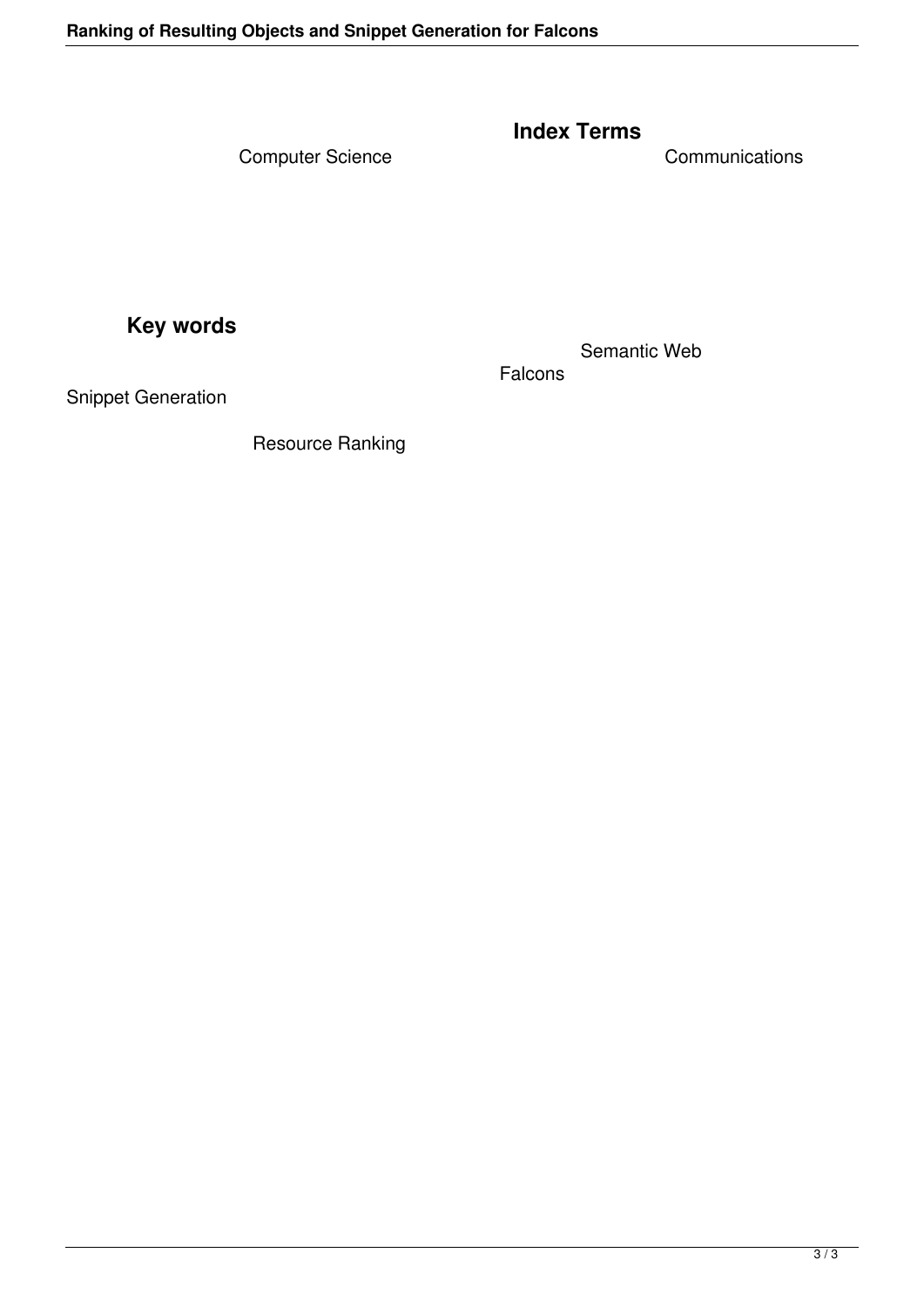## Index Terms

Computer Science

Communications

## Key words

Semantic Web

Falcons

Snippet Generation

Resource Ranking